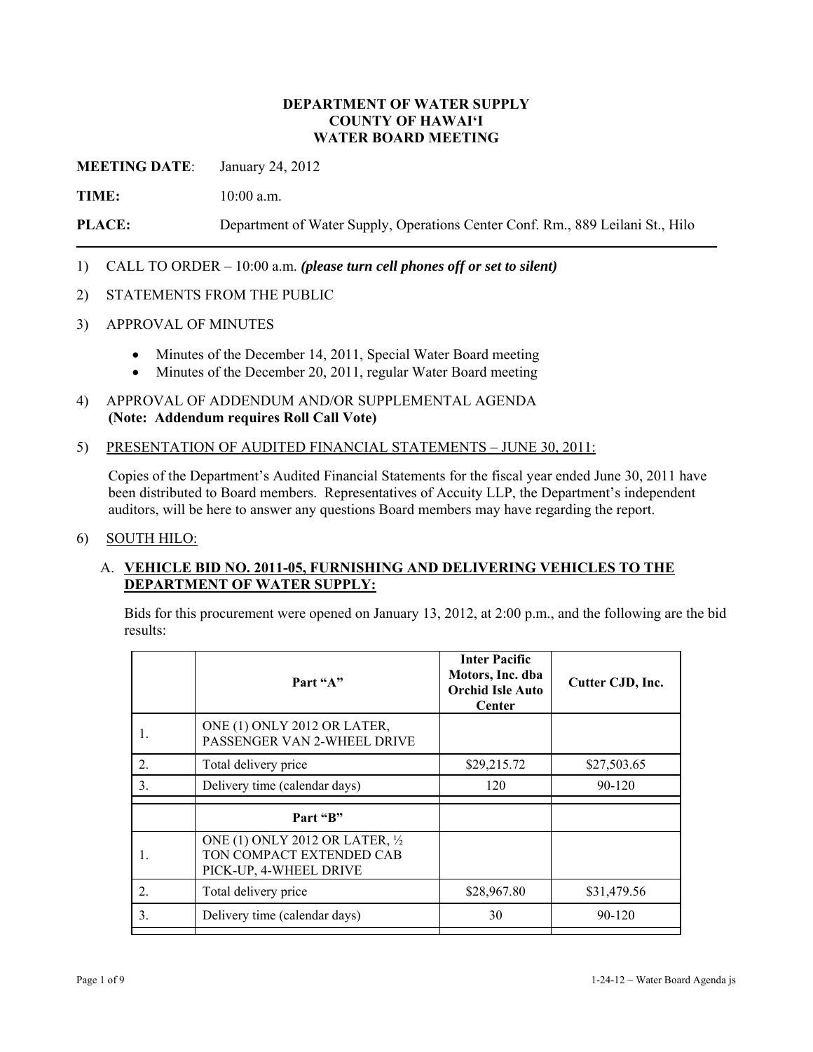**DEPARTMENT OF WATER SUPPLY**
**COUNTY OF HAWAI'I**
**WATER BOARD MEETING**

**MEETING DATE**: January 24, 2012

**TIME:** 10:00 a.m.

**PLACE:** Department of Water Supply, Operations Center Conf. Rm., 889 Leilani St., Hilo

---

1) CALL TO ORDER – 10:00 a.m. ***(please turn cell phones off or set to silent)***

2) STATEMENTS FROM THE PUBLIC

3) APPROVAL OF MINUTES

   - Minutes of the December 14, 2011, Special Water Board meeting
   - Minutes of the December 20, 2011, regular Water Board meeting

4) APPROVAL OF ADDENDUM AND/OR SUPPLEMENTAL AGENDA
   **(Note: Addendum requires Roll Call Vote)**

5) PRESENTATION OF AUDITED FINANCIAL STATEMENTS – JUNE 30, 2011:

   Copies of the Department's Audited Financial Statements for the fiscal year ended June 30, 2011 have been distributed to Board members. Representatives of Accuity LLP, the Department's independent auditors, will be here to answer any questions Board members may have regarding the report.

6) SOUTH HILO:

   A. **VEHICLE BID NO. 2011-05, FURNISHING AND DELIVERING VEHICLES TO THE DEPARTMENT OF WATER SUPPLY:**

   Bids for this procurement were opened on January 13, 2012, at 2:00 p.m., and the following are the bid results:

| | Part "A" | Inter Pacific Motors, Inc. dba Orchid Isle Auto Center | Cutter CJD, Inc. |
|---|---|---|---|
| 1. | ONE (1) ONLY 2012 OR LATER, PASSENGER VAN 2-WHEEL DRIVE | | |
| 2. | Total delivery price | $29,215.72 | $27,503.65 |
| 3. | Delivery time (calendar days) | 120 | 90-120 |
| | **Part "B"** | | |
| 1. | ONE (1) ONLY 2012 OR LATER, ½ TON COMPACT EXTENDED CAB PICK-UP, 4-WHEEL DRIVE | | |
| 2. | Total delivery price | $28,967.80 | $31,479.56 |
| 3. | Delivery time (calendar days) | 30 | 90-120 |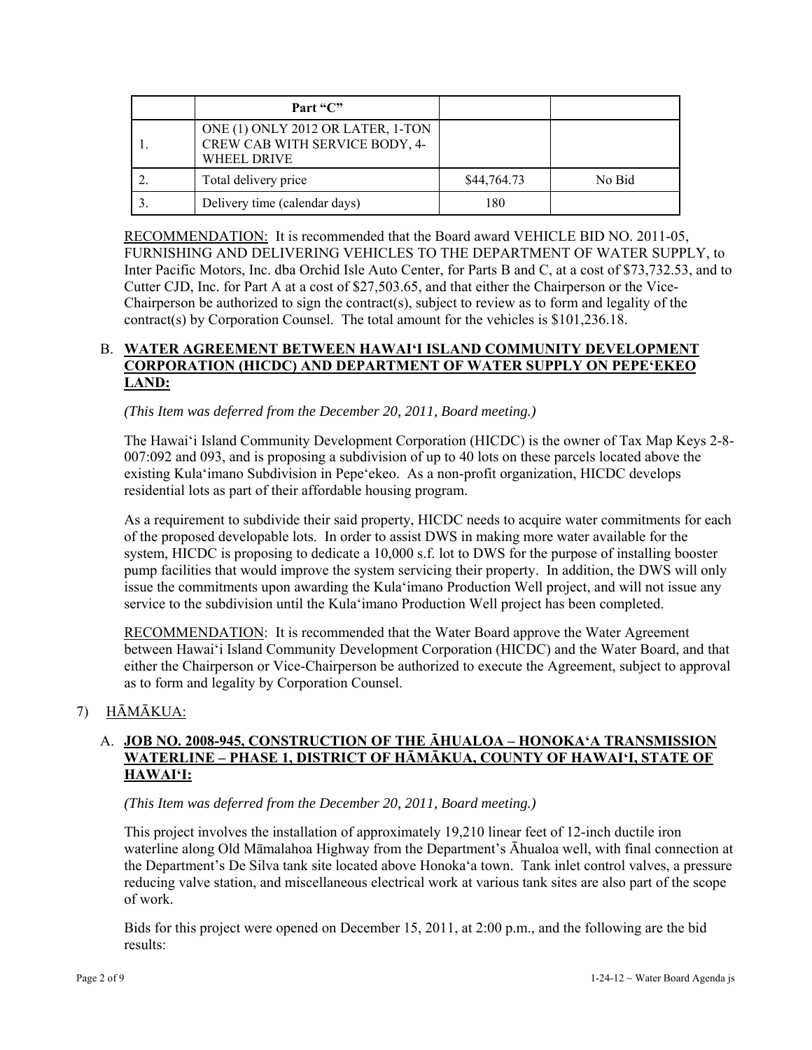| | Part "C" | | |
|---|---|---|---|
| 1. | ONE (1) ONLY 2012 OR LATER, 1-TON CREW CAB WITH SERVICE BODY, 4-WHEEL DRIVE | | |
| 2. | Total delivery price | $44,764.73 | No Bid |
| 3. | Delivery time (calendar days) | 180 | |

RECOMMENDATION: It is recommended that the Board award VEHICLE BID NO. 2011-05, FURNISHING AND DELIVERING VEHICLES TO THE DEPARTMENT OF WATER SUPPLY, to Inter Pacific Motors, Inc. dba Orchid Isle Auto Center, for Parts B and C, at a cost of $73,732.53, and to Cutter CJD, Inc. for Part A at a cost of $27,503.65, and that either the Chairperson or the Vice-Chairperson be authorized to sign the contract(s), subject to review as to form and legality of the contract(s) by Corporation Counsel. The total amount for the vehicles is $101,236.18.

B. **WATER AGREEMENT BETWEEN HAWAIʻI ISLAND COMMUNITY DEVELOPMENT CORPORATION (HICDC) AND DEPARTMENT OF WATER SUPPLY ON PEPEʻEKEO LAND:**

*(This Item was deferred from the December 20, 2011, Board meeting.)*

The Hawaiʻi Island Community Development Corporation (HICDC) is the owner of Tax Map Keys 2-8-007:092 and 093, and is proposing a subdivision of up to 40 lots on these parcels located above the existing Kulaʻimano Subdivision in Pepeʻekeo. As a non-profit organization, HICDC develops residential lots as part of their affordable housing program.

As a requirement to subdivide their said property, HICDC needs to acquire water commitments for each of the proposed developable lots. In order to assist DWS in making more water available for the system, HICDC is proposing to dedicate a 10,000 s.f. lot to DWS for the purpose of installing booster pump facilities that would improve the system servicing their property. In addition, the DWS will only issue the commitments upon awarding the Kulaʻimano Production Well project, and will not issue any service to the subdivision until the Kulaʻimano Production Well project has been completed.

RECOMMENDATION: It is recommended that the Water Board approve the Water Agreement between Hawaiʻi Island Community Development Corporation (HICDC) and the Water Board, and that either the Chairperson or Vice-Chairperson be authorized to execute the Agreement, subject to approval as to form and legality by Corporation Counsel.

7) HĀMĀKUA:

A. **JOB NO. 2008-945, CONSTRUCTION OF THE ĀHUALOA – HONOKAʻA TRANSMISSION WATERLINE – PHASE 1, DISTRICT OF HĀMĀKUA, COUNTY OF HAWAIʻI, STATE OF HAWAIʻI:**

*(This Item was deferred from the December 20, 2011, Board meeting.)*

This project involves the installation of approximately 19,210 linear feet of 12-inch ductile iron waterline along Old Māmalahoa Highway from the Department's Āhualoa well, with final connection at the Department's De Silva tank site located above Honokaʻa town. Tank inlet control valves, a pressure reducing valve station, and miscellaneous electrical work at various tank sites are also part of the scope of work.

Bids for this project were opened on December 15, 2011, at 2:00 p.m., and the following are the bid results: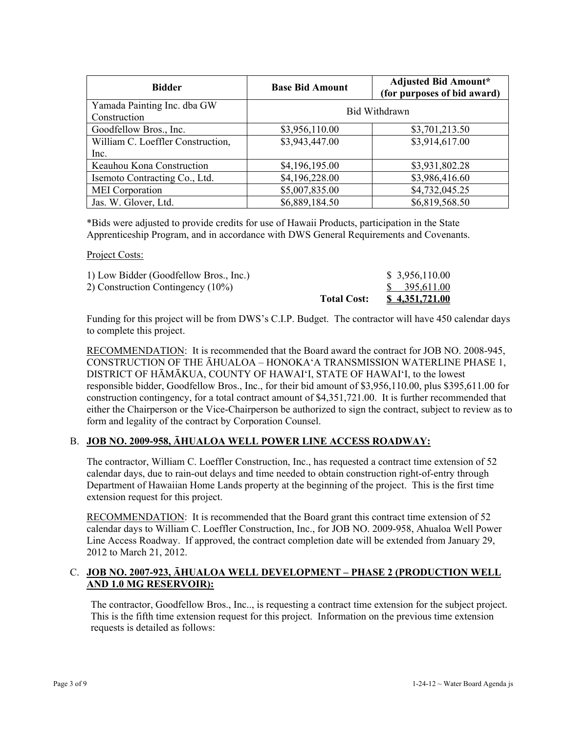| Bidder | Base Bid Amount | Adjusted Bid Amount* (for purposes of bid award) |
|---|---|---|
| Yamada Painting Inc. dba GW Construction | Bid Withdrawn | |
| Goodfellow Bros., Inc. | $3,956,110.00 | $3,701,213.50 |
| William C. Loeffler Construction, Inc. | $3,943,447.00 | $3,914,617.00 |
| Keauhou Kona Construction | $4,196,195.00 | $3,931,802.28 |
| Isemoto Contracting Co., Ltd. | $4,196,228.00 | $3,986,416.60 |
| MEI Corporation | $5,007,835.00 | $4,732,045.25 |
| Jas. W. Glover, Ltd. | $6,889,184.50 | $6,819,568.50 |

*Bids were adjusted to provide credits for use of Hawaii Products, participation in the State Apprenticeship Program, and in accordance with DWS General Requirements and Covenants.

Project Costs:

| | | |
|---|---|---|
| 1) Low Bidder (Goodfellow Bros., Inc.) | | $ 3,956,110.00 |
| 2) Construction Contingency (10%) | | $ 395,611.00 |
| | **Total Cost:** | **$ 4,351,721.00** |

Funding for this project will be from DWS's C.I.P. Budget. The contractor will have 450 calendar days to complete this project.

RECOMMENDATION: It is recommended that the Board award the contract for JOB NO. 2008-945, CONSTRUCTION OF THE ĀHUALOA – HONOKA'A TRANSMISSION WATERLINE PHASE 1, DISTRICT OF HĀMĀKUA, COUNTY OF HAWAI'I, STATE OF HAWAI'I, to the lowest responsible bidder, Goodfellow Bros., Inc., for their bid amount of $3,956,110.00, plus $395,611.00 for construction contingency, for a total contract amount of $4,351,721.00. It is further recommended that either the Chairperson or the Vice-Chairperson be authorized to sign the contract, subject to review as to form and legality of the contract by Corporation Counsel.

B. **JOB NO. 2009-958, ĀHUALOA WELL POWER LINE ACCESS ROADWAY:**

The contractor, William C. Loeffler Construction, Inc., has requested a contract time extension of 52 calendar days, due to rain-out delays and time needed to obtain construction right-of-entry through Department of Hawaiian Home Lands property at the beginning of the project. This is the first time extension request for this project.

RECOMMENDATION: It is recommended that the Board grant this contract time extension of 52 calendar days to William C. Loeffler Construction, Inc., for JOB NO. 2009-958, Ahualoa Well Power Line Access Roadway. If approved, the contract completion date will be extended from January 29, 2012 to March 21, 2012.

C. **JOB NO. 2007-923, ĀHUALOA WELL DEVELOPMENT – PHASE 2 (PRODUCTION WELL AND 1.0 MG RESERVOIR):**

The contractor, Goodfellow Bros., Inc.., is requesting a contract time extension for the subject project. This is the fifth time extension request for this project. Information on the previous time extension requests is detailed as follows: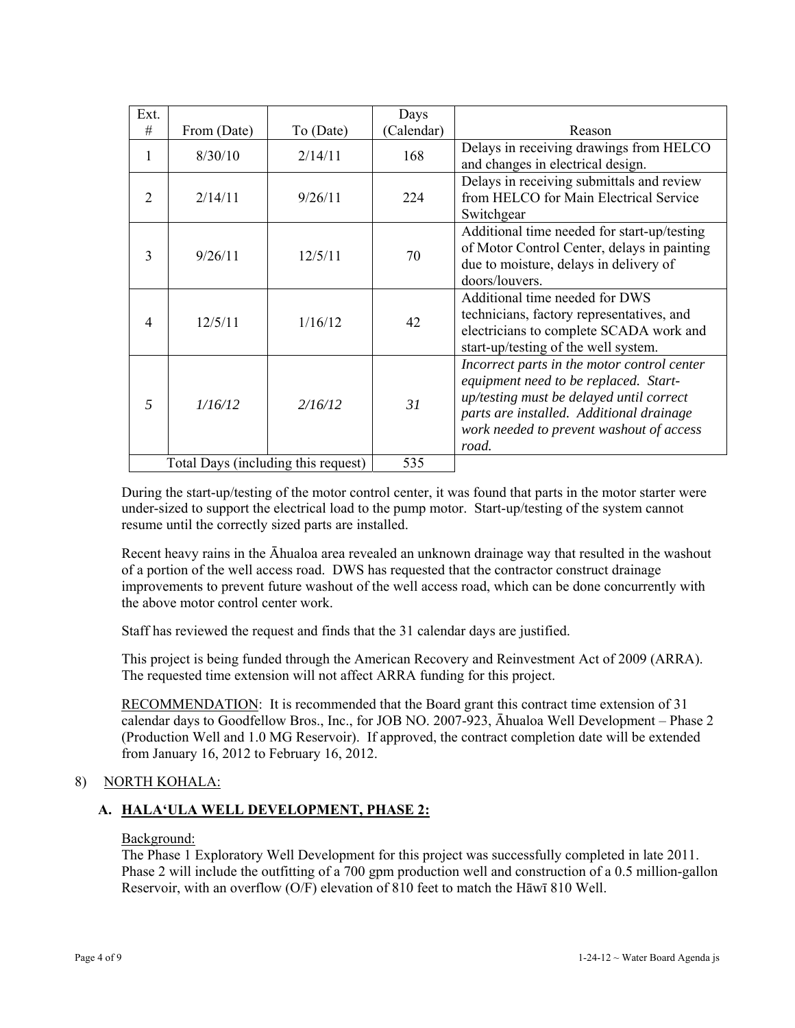| Ext. # | From (Date) | To (Date) | Days (Calendar) | Reason |
|---|---|---|---|---|
| 1 | 8/30/10 | 2/14/11 | 168 | Delays in receiving drawings from HELCO and changes in electrical design. |
| 2 | 2/14/11 | 9/26/11 | 224 | Delays in receiving submittals and review from HELCO for Main Electrical Service Switchgear |
| 3 | 9/26/11 | 12/5/11 | 70 | Additional time needed for start-up/testing of Motor Control Center, delays in painting due to moisture, delays in delivery of doors/louvers. |
| 4 | 12/5/11 | 1/16/12 | 42 | Additional time needed for DWS technicians, factory representatives, and electricians to complete SCADA work and start-up/testing of the well system. |
| *5* | *1/16/12* | *2/16/12* | *31* | *Incorrect parts in the motor control center equipment need to be replaced. Start-up/testing must be delayed until correct parts are installed. Additional drainage work needed to prevent washout of access road.* |
| Total Days (including this request) | | | 535 | |

During the start-up/testing of the motor control center, it was found that parts in the motor starter were under-sized to support the electrical load to the pump motor. Start-up/testing of the system cannot resume until the correctly sized parts are installed.

Recent heavy rains in the Āhualoa area revealed an unknown drainage way that resulted in the washout of a portion of the well access road. DWS has requested that the contractor construct drainage improvements to prevent future washout of the well access road, which can be done concurrently with the above motor control center work.

Staff has reviewed the request and finds that the 31 calendar days are justified.

This project is being funded through the American Recovery and Reinvestment Act of 2009 (ARRA). The requested time extension will not affect ARRA funding for this project.

RECOMMENDATION: It is recommended that the Board grant this contract time extension of 31 calendar days to Goodfellow Bros., Inc., for JOB NO. 2007-923, Āhualoa Well Development – Phase 2 (Production Well and 1.0 MG Reservoir). If approved, the contract completion date will be extended from January 16, 2012 to February 16, 2012.

8) NORTH KOHALA:

**A. HALA'ULA WELL DEVELOPMENT, PHASE 2:**

Background:

The Phase 1 Exploratory Well Development for this project was successfully completed in late 2011. Phase 2 will include the outfitting of a 700 gpm production well and construction of a 0.5 million-gallon Reservoir, with an overflow (O/F) elevation of 810 feet to match the Hāwī 810 Well.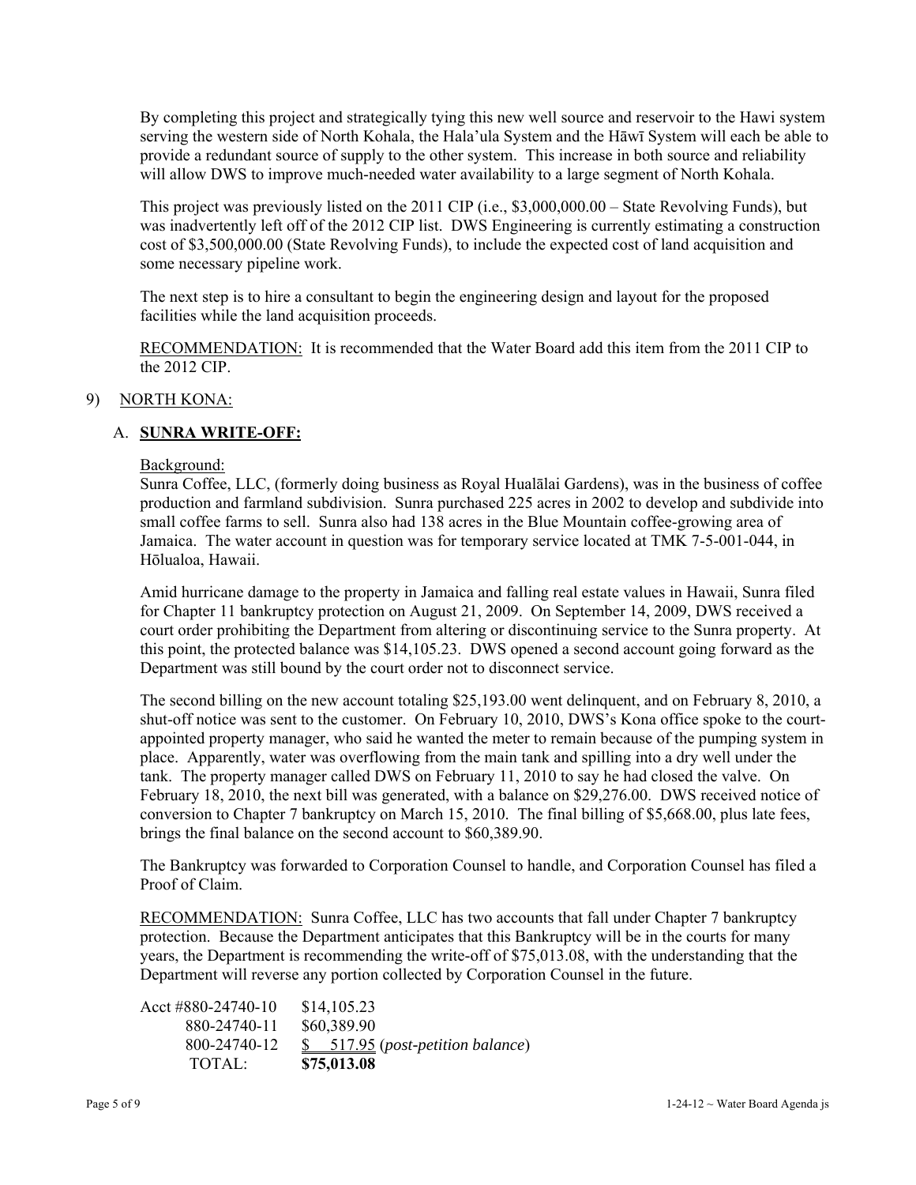By completing this project and strategically tying this new well source and reservoir to the Hawi system serving the western side of North Kohala, the Hala'ula System and the Hāwī System will each be able to provide a redundant source of supply to the other system. This increase in both source and reliability will allow DWS to improve much-needed water availability to a large segment of North Kohala.

This project was previously listed on the 2011 CIP (i.e., $3,000,000.00 – State Revolving Funds), but was inadvertently left off of the 2012 CIP list. DWS Engineering is currently estimating a construction cost of $3,500,000.00 (State Revolving Funds), to include the expected cost of land acquisition and some necessary pipeline work.

The next step is to hire a consultant to begin the engineering design and layout for the proposed facilities while the land acquisition proceeds.

RECOMMENDATION: It is recommended that the Water Board add this item from the 2011 CIP to the 2012 CIP.

9) NORTH KONA:

A. **SUNRA WRITE-OFF:**

Background:
Sunra Coffee, LLC, (formerly doing business as Royal Hualālai Gardens), was in the business of coffee production and farmland subdivision. Sunra purchased 225 acres in 2002 to develop and subdivide into small coffee farms to sell. Sunra also had 138 acres in the Blue Mountain coffee-growing area of Jamaica. The water account in question was for temporary service located at TMK 7-5-001-044, in Hōlualoa, Hawaii.

Amid hurricane damage to the property in Jamaica and falling real estate values in Hawaii, Sunra filed for Chapter 11 bankruptcy protection on August 21, 2009. On September 14, 2009, DWS received a court order prohibiting the Department from altering or discontinuing service to the Sunra property. At this point, the protected balance was $14,105.23. DWS opened a second account going forward as the Department was still bound by the court order not to disconnect service.

The second billing on the new account totaling $25,193.00 went delinquent, and on February 8, 2010, a shut-off notice was sent to the customer. On February 10, 2010, DWS's Kona office spoke to the court-appointed property manager, who said he wanted the meter to remain because of the pumping system in place. Apparently, water was overflowing from the main tank and spilling into a dry well under the tank. The property manager called DWS on February 11, 2010 to say he had closed the valve. On February 18, 2010, the next bill was generated, with a balance on $29,276.00. DWS received notice of conversion to Chapter 7 bankruptcy on March 15, 2010. The final billing of $5,668.00, plus late fees, brings the final balance on the second account to $60,389.90.

The Bankruptcy was forwarded to Corporation Counsel to handle, and Corporation Counsel has filed a Proof of Claim.

RECOMMENDATION: Sunra Coffee, LLC has two accounts that fall under Chapter 7 bankruptcy protection. Because the Department anticipates that this Bankruptcy will be in the courts for many years, the Department is recommending the write-off of $75,013.08, with the understanding that the Department will reverse any portion collected by Corporation Counsel in the future.

| | |
|---|---|
| Acct #880-24740-10 | $14,105.23 |
| 880-24740-11 | $60,389.90 |
| 800-24740-12 | $ 517.95 (*post-petition balance*) |
| TOTAL: | **$75,013.08** |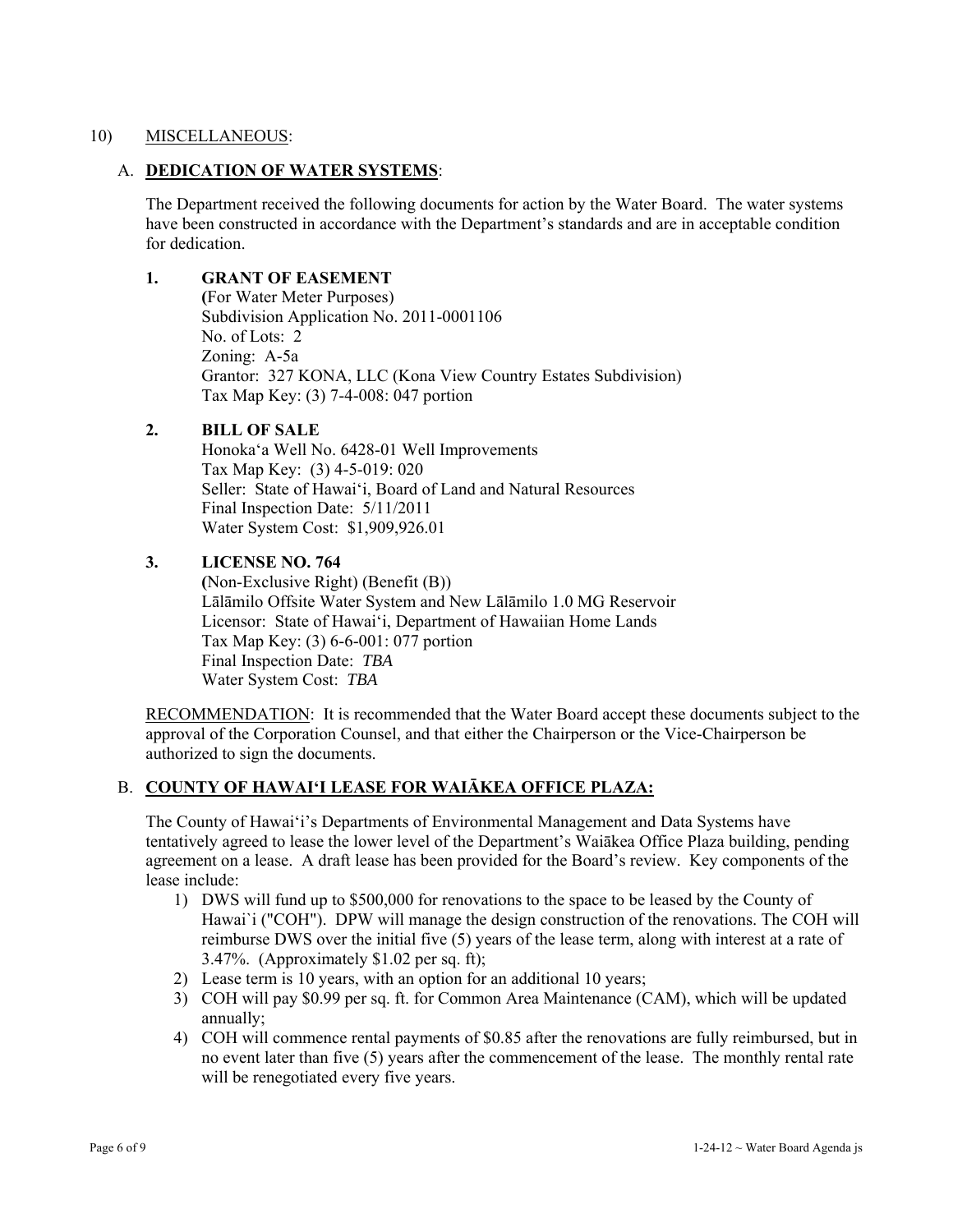10) MISCELLANEOUS:

A. **DEDICATION OF WATER SYSTEMS**:

The Department received the following documents for action by the Water Board. The water systems have been constructed in accordance with the Department's standards and are in acceptable condition for dedication.

**1. GRANT OF EASEMENT**
(For Water Meter Purposes)
Subdivision Application No. 2011-0001106
No. of Lots: 2
Zoning: A-5a
Grantor: 327 KONA, LLC (Kona View Country Estates Subdivision)
Tax Map Key: (3) 7-4-008: 047 portion

**2. BILL OF SALE**
Honoka'a Well No. 6428-01 Well Improvements
Tax Map Key: (3) 4-5-019: 020
Seller: State of Hawai'i, Board of Land and Natural Resources
Final Inspection Date: 5/11/2011
Water System Cost: $1,909,926.01

**3. LICENSE NO. 764**
(Non-Exclusive Right) (Benefit (B))
Lālāmilo Offsite Water System and New Lālāmilo 1.0 MG Reservoir
Licensor: State of Hawai'i, Department of Hawaiian Home Lands
Tax Map Key: (3) 6-6-001: 077 portion
Final Inspection Date: *TBA*
Water System Cost: *TBA*

RECOMMENDATION: It is recommended that the Water Board accept these documents subject to the approval of the Corporation Counsel, and that either the Chairperson or the Vice-Chairperson be authorized to sign the documents.

B. **COUNTY OF HAWAI'I LEASE FOR WAIĀKEA OFFICE PLAZA:**

The County of Hawai'i's Departments of Environmental Management and Data Systems have tentatively agreed to lease the lower level of the Department's Waiākea Office Plaza building, pending agreement on a lease. A draft lease has been provided for the Board's review. Key components of the lease include:

1) DWS will fund up to $500,000 for renovations to the space to be leased by the County of Hawai`i ("COH"). DPW will manage the design construction of the renovations. The COH will reimburse DWS over the initial five (5) years of the lease term, along with interest at a rate of 3.47%. (Approximately $1.02 per sq. ft);
2) Lease term is 10 years, with an option for an additional 10 years;
3) COH will pay $0.99 per sq. ft. for Common Area Maintenance (CAM), which will be updated annually;
4) COH will commence rental payments of $0.85 after the renovations are fully reimbursed, but in no event later than five (5) years after the commencement of the lease. The monthly rental rate will be renegotiated every five years.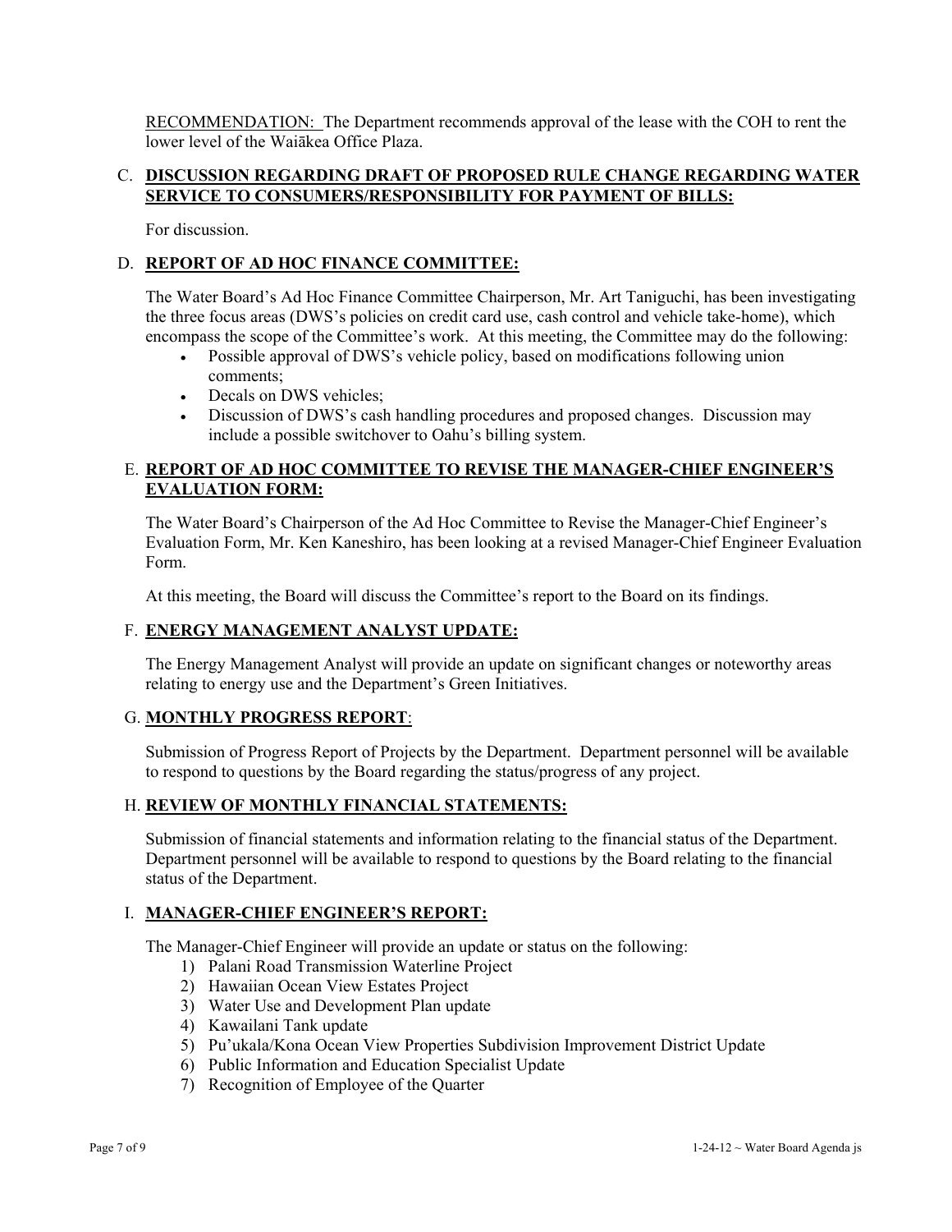RECOMMENDATION: The Department recommends approval of the lease with the COH to rent the lower level of the Waiākea Office Plaza.

### C. DISCUSSION REGARDING DRAFT OF PROPOSED RULE CHANGE REGARDING WATER SERVICE TO CONSUMERS/RESPONSIBILITY FOR PAYMENT OF BILLS:

For discussion.

### D. REPORT OF AD HOC FINANCE COMMITTEE:

The Water Board's Ad Hoc Finance Committee Chairperson, Mr. Art Taniguchi, has been investigating the three focus areas (DWS's policies on credit card use, cash control and vehicle take-home), which encompass the scope of the Committee's work. At this meeting, the Committee may do the following:

- Possible approval of DWS's vehicle policy, based on modifications following union comments;
- Decals on DWS vehicles;
- Discussion of DWS's cash handling procedures and proposed changes. Discussion may include a possible switchover to Oahu's billing system.

### E. REPORT OF AD HOC COMMITTEE TO REVISE THE MANAGER-CHIEF ENGINEER'S EVALUATION FORM:

The Water Board's Chairperson of the Ad Hoc Committee to Revise the Manager-Chief Engineer's Evaluation Form, Mr. Ken Kaneshiro, has been looking at a revised Manager-Chief Engineer Evaluation Form.

At this meeting, the Board will discuss the Committee's report to the Board on its findings.

### F. ENERGY MANAGEMENT ANALYST UPDATE:

The Energy Management Analyst will provide an update on significant changes or noteworthy areas relating to energy use and the Department's Green Initiatives.

### G. MONTHLY PROGRESS REPORT:

Submission of Progress Report of Projects by the Department. Department personnel will be available to respond to questions by the Board regarding the status/progress of any project.

### H. REVIEW OF MONTHLY FINANCIAL STATEMENTS:

Submission of financial statements and information relating to the financial status of the Department. Department personnel will be available to respond to questions by the Board relating to the financial status of the Department.

### I. MANAGER-CHIEF ENGINEER'S REPORT:

The Manager-Chief Engineer will provide an update or status on the following:

1) Palani Road Transmission Waterline Project
2) Hawaiian Ocean View Estates Project
3) Water Use and Development Plan update
4) Kawailani Tank update
5) Pu'ukala/Kona Ocean View Properties Subdivision Improvement District Update
6) Public Information and Education Specialist Update
7) Recognition of Employee of the Quarter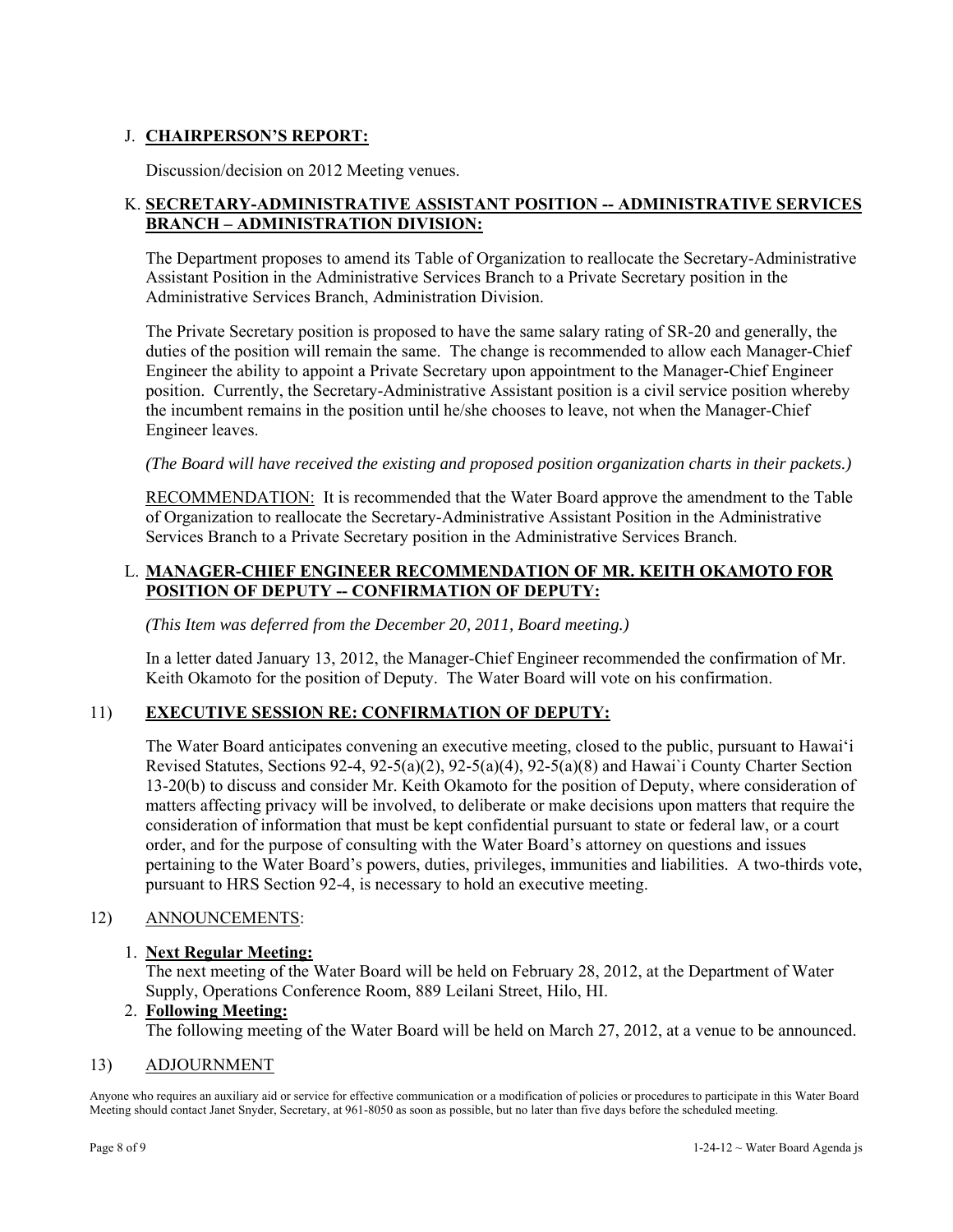J. **CHAIRPERSON'S REPORT:**

Discussion/decision on 2012 Meeting venues.

K. **SECRETARY-ADMINISTRATIVE ASSISTANT POSITION -- ADMINISTRATIVE SERVICES BRANCH – ADMINISTRATION DIVISION:**

The Department proposes to amend its Table of Organization to reallocate the Secretary-Administrative Assistant Position in the Administrative Services Branch to a Private Secretary position in the Administrative Services Branch, Administration Division.

The Private Secretary position is proposed to have the same salary rating of SR-20 and generally, the duties of the position will remain the same. The change is recommended to allow each Manager-Chief Engineer the ability to appoint a Private Secretary upon appointment to the Manager-Chief Engineer position. Currently, the Secretary-Administrative Assistant position is a civil service position whereby the incumbent remains in the position until he/she chooses to leave, not when the Manager-Chief Engineer leaves.

*(The Board will have received the existing and proposed position organization charts in their packets.)*

RECOMMENDATION: It is recommended that the Water Board approve the amendment to the Table of Organization to reallocate the Secretary-Administrative Assistant Position in the Administrative Services Branch to a Private Secretary position in the Administrative Services Branch.

L. **MANAGER-CHIEF ENGINEER RECOMMENDATION OF MR. KEITH OKAMOTO FOR POSITION OF DEPUTY -- CONFIRMATION OF DEPUTY:**

*(This Item was deferred from the December 20, 2011, Board meeting.)*

In a letter dated January 13, 2012, the Manager-Chief Engineer recommended the confirmation of Mr. Keith Okamoto for the position of Deputy. The Water Board will vote on his confirmation.

11) **EXECUTIVE SESSION RE: CONFIRMATION OF DEPUTY:**

The Water Board anticipates convening an executive meeting, closed to the public, pursuant to Hawai'i Revised Statutes, Sections 92-4, 92-5(a)(2), 92-5(a)(4), 92-5(a)(8) and Hawai`i County Charter Section 13-20(b) to discuss and consider Mr. Keith Okamoto for the position of Deputy, where consideration of matters affecting privacy will be involved, to deliberate or make decisions upon matters that require the consideration of information that must be kept confidential pursuant to state or federal law, or a court order, and for the purpose of consulting with the Water Board's attorney on questions and issues pertaining to the Water Board's powers, duties, privileges, immunities and liabilities. A two-thirds vote, pursuant to HRS Section 92-4, is necessary to hold an executive meeting.

12) ANNOUNCEMENTS:

1. **Next Regular Meeting:**
   The next meeting of the Water Board will be held on February 28, 2012, at the Department of Water Supply, Operations Conference Room, 889 Leilani Street, Hilo, HI.
2. **Following Meeting:**
   The following meeting of the Water Board will be held on March 27, 2012, at a venue to be announced.

13) ADJOURNMENT

Anyone who requires an auxiliary aid or service for effective communication or a modification of policies or procedures to participate in this Water Board Meeting should contact Janet Snyder, Secretary, at 961-8050 as soon as possible, but no later than five days before the scheduled meeting.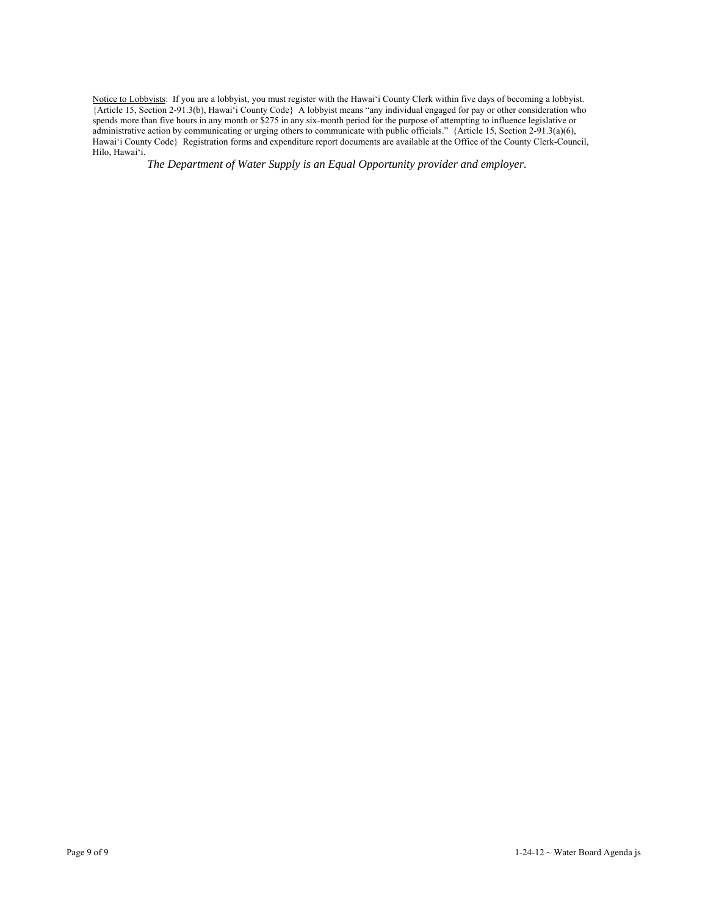Notice to Lobbyists: If you are a lobbyist, you must register with the Hawai'i County Clerk within five days of becoming a lobbyist. {Article 15, Section 2-91.3(b), Hawai'i County Code} A lobbyist means "any individual engaged for pay or other consideration who spends more than five hours in any month or $275 in any six-month period for the purpose of attempting to influence legislative or administrative action by communicating or urging others to communicate with public officials." {Article 15, Section 2-91.3(a)(6), Hawai'i County Code} Registration forms and expenditure report documents are available at the Office of the County Clerk-Council, Hilo, Hawai'i.

*The Department of Water Supply is an Equal Opportunity provider and employer.*